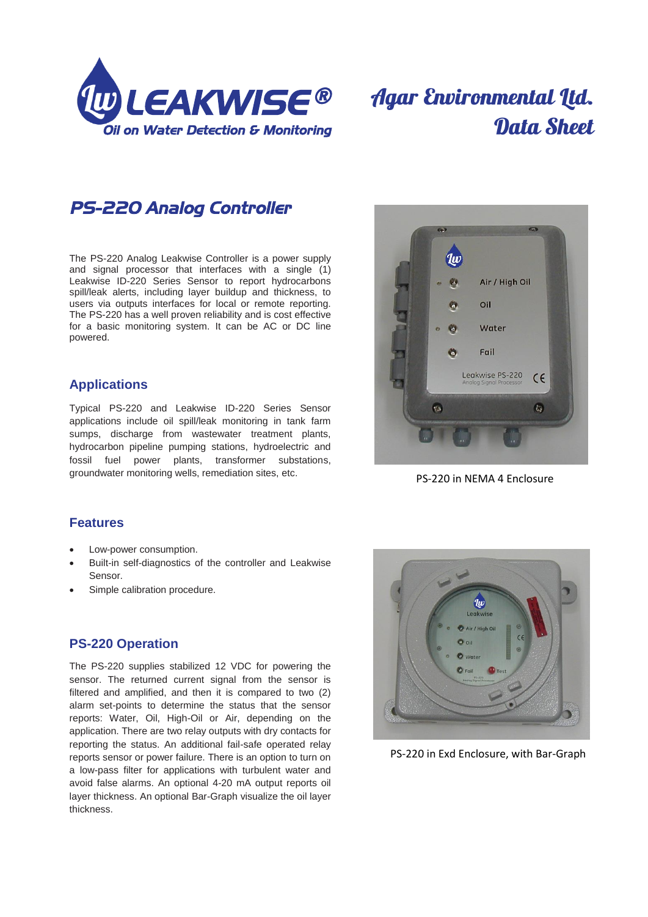LEAKWISE®
Oil on Water Detection & Monitoring

Agar Environmental Ltd.
Data Sheet

# PS-220 Analog Controller

The PS-220 Analog Leakwise Controller is a power supply and signal processor that interfaces with a single (1) Leakwise ID-220 Series Sensor to report hydrocarbons spill/leak alerts, including layer buildup and thickness, to users via outputs interfaces for local or remote reporting. The PS-220 has a well proven reliability and is cost effective for a basic monitoring system. It can be AC or DC line powered.

PS-220 in NEMA 4 Enclosure

## Applications

Typical PS-220 and Leakwise ID-220 Series Sensor applications include oil spill/leak monitoring in tank farm sumps, discharge from wastewater treatment plants, hydrocarbon pipeline pumping stations, hydroelectric and fossil fuel power plants, transformer substations, groundwater monitoring wells, remediation sites, etc.

## Features

- Low-power consumption.
- Built-in self-diagnostics of the controller and Leakwise Sensor.
- Simple calibration procedure.

PS-220 in Exd Enclosure, with Bar-Graph

## PS-220 Operation

The PS-220 supplies stabilized 12 VDC for powering the sensor. The returned current signal from the sensor is filtered and amplified, and then it is compared to two (2) alarm set-points to determine the status that the sensor reports: Water, Oil, High-Oil or Air, depending on the application. There are two relay outputs with dry contacts for reporting the status. An additional fail-safe operated relay reports sensor or power failure. There is an option to turn on a low-pass filter for applications with turbulent water and avoid false alarms. An optional 4-20 mA output reports oil layer thickness. An optional Bar-Graph visualize the oil layer thickness.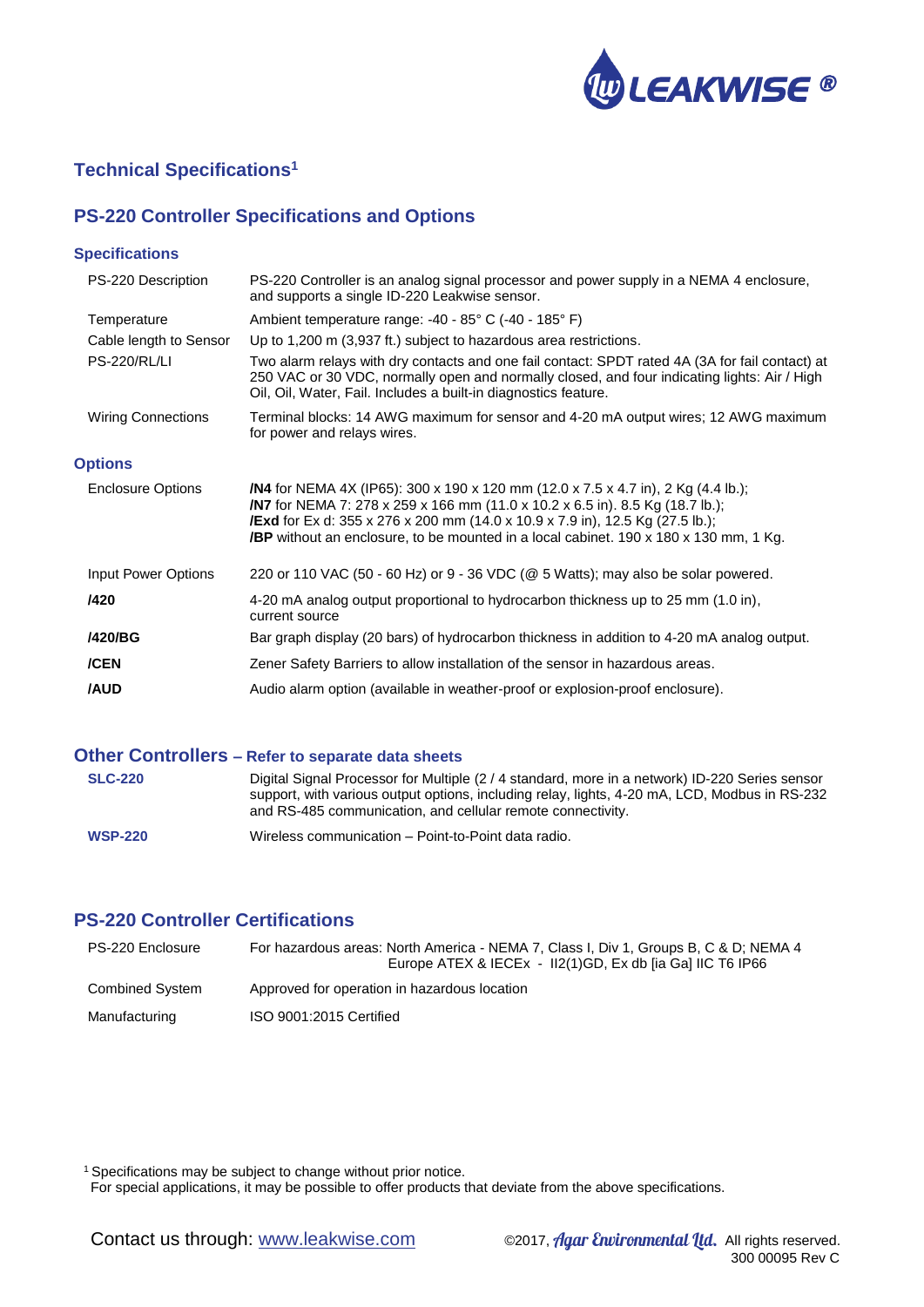## Technical Specifications[1]

## PS-220 Controller Specifications and Options

### Specifications

| | |
|---|---|
| PS-220 Description | PS-220 Controller is an analog signal processor and power supply in a NEMA 4 enclosure, and supports a single ID-220 Leakwise sensor. |
| Temperature | Ambient temperature range: -40 - 85° C (-40 - 185° F) |
| Cable length to Sensor | Up to 1,200 m (3,937 ft.) subject to hazardous area restrictions. |
| PS-220/RL/LI | Two alarm relays with dry contacts and one fail contact: SPDT rated 4A (3A for fail contact) at 250 VAC or 30 VDC, normally open and normally closed, and four indicating lights: Air / High Oil, Oil, Water, Fail. Includes a built-in diagnostics feature. |
| Wiring Connections | Terminal blocks: 14 AWG maximum for sensor and 4-20 mA output wires; 12 AWG maximum for power and relays wires. |

### Options

| | |
|---|---|
| Enclosure Options | **/N4** for NEMA 4X (IP65): 300 x 190 x 120 mm (12.0 x 7.5 x 4.7 in), 2 Kg (4.4 lb.);<br>**/N7** for NEMA 7: 278 x 259 x 166 mm (11.0 x 10.2 x 6.5 in). 8.5 Kg (18.7 lb.);<br>**/Exd** for Ex d: 355 x 276 x 200 mm (14.0 x 10.9 x 7.9 in), 12.5 Kg (27.5 lb.);<br>**/BP** without an enclosure, to be mounted in a local cabinet. 190 x 180 x 130 mm, 1 Kg. |
| Input Power Options | 220 or 110 VAC (50 - 60 Hz) or 9 - 36 VDC (@ 5 Watts); may also be solar powered. |
| **/420** | 4-20 mA analog output proportional to hydrocarbon thickness up to 25 mm (1.0 in), current source |
| **/420/BG** | Bar graph display (20 bars) of hydrocarbon thickness in addition to 4-20 mA analog output. |
| **/CEN** | Zener Safety Barriers to allow installation of the sensor in hazardous areas. |
| **/AUD** | Audio alarm option (available in weather-proof or explosion-proof enclosure). |

## Other Controllers – Refer to separate data sheets

| | |
|---|---|
| **SLC-220** | Digital Signal Processor for Multiple (2 / 4 standard, more in a network) ID-220 Series sensor support, with various output options, including relay, lights, 4-20 mA, LCD, Modbus in RS-232 and RS-485 communication, and cellular remote connectivity. |
| **WSP-220** | Wireless communication – Point-to-Point data radio. |

## PS-220 Controller Certifications

| | |
|---|---|
| PS-220 Enclosure | For hazardous areas: North America - NEMA 7, Class I, Div 1, Groups B, C & D; NEMA 4<br>Europe ATEX & IECEx - II2(1)GD, Ex db [ia Ga] IIC T6 IP66 |
| Combined System | Approved for operation in hazardous location |
| Manufacturing | ISO 9001:2015 Certified |

[1] Specifications may be subject to change without prior notice.
For special applications, it may be possible to offer products that deviate from the above specifications.

Contact us through: www.leakwise.com

©2017, Agar Environmental Ltd. All rights reserved.
300 00095 Rev C